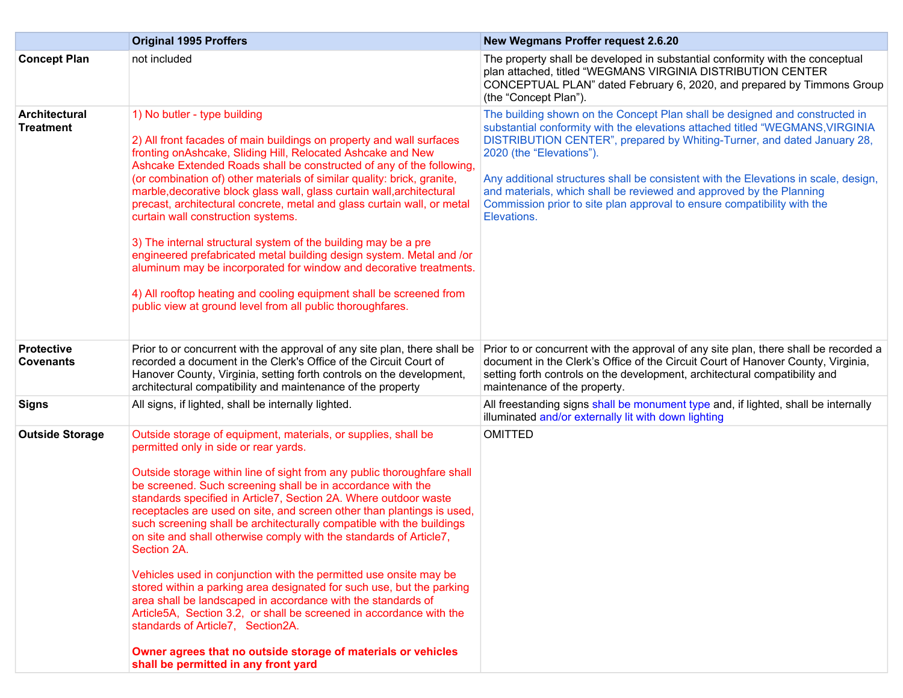| | Original 1995 Proffers | New Wegmans Proffer request 2.6.20 |
|---|---|---|
| **Concept Plan** | not included | The property shall be developed in substantial conformity with the conceptual plan attached, titled "WEGMANS VIRGINIA DISTRIBUTION CENTER CONCEPTUAL PLAN" dated February 6, 2020, and prepared by Timmons Group (the "Concept Plan"). |
| **Architectural Treatment** | 1) No butler - type building<br><br>2) All front facades of main buildings on property and wall surfaces fronting onAshcake, Sliding Hill, Relocated Ashcake and New Ashcake Extended Roads shall be constructed of any of the following, (or combination of) other materials of similar quality: brick, granite, marble,decorative block glass wall, glass curtain wall,architectural precast, architectural concrete, metal and glass curtain wall, or metal curtain wall construction systems.<br><br>3) The internal structural system of the building may be a pre engineered prefabricated metal building design system. Metal and /or aluminum may be incorporated for window and decorative treatments.<br><br>4) All rooftop heating and cooling equipment shall be screened from public view at ground level from all public thoroughfares. | The building shown on the Concept Plan shall be designed and constructed in substantial conformity with the elevations attached titled "WEGMANS,VIRGINIA DISTRIBUTION CENTER", prepared by Whiting-Turner, and dated January 28, 2020 (the "Elevations").<br><br>Any additional structures shall be consistent with the Elevations in scale, design, and materials, which shall be reviewed and approved by the Planning Commission prior to site plan approval to ensure compatibility with the Elevations. |
| **Protective Covenants** | Prior to or concurrent with the approval of any site plan, there shall be recorded a document in the Clerk's Office of the Circuit Court of Hanover County, Virginia, setting forth controls on the development, architectural compatibility and maintenance of the property | Prior to or concurrent with the approval of any site plan, there shall be recorded a document in the Clerk's Office of the Circuit Court of Hanover County, Virginia, setting forth controls on the development, architectural compatibility and maintenance of the property. |
| **Signs** | All signs, if lighted, shall be internally lighted. | All freestanding signs shall be monument type and, if lighted, shall be internally illuminated and/or externally lit with down lighting |
| **Outside Storage** | Outside storage of equipment, materials, or supplies, shall be permitted only in side or rear yards.<br><br>Outside storage within line of sight from any public thoroughfare shall be screened. Such screening shall be in accordance with the standards specified in Article7, Section 2A. Where outdoor waste receptacles are used on site, and screen other than plantings is used, such screening shall be architecturally compatible with the buildings on site and shall otherwise comply with the standards of Article7, Section 2A.<br><br>Vehicles used in conjunction with the permitted use onsite may be stored within a parking area designated for such use, but the parking area shall be landscaped in accordance with the standards of Article5A, Section 3.2, or shall be screened in accordance with the standards of Article7, Section2A.<br><br>**Owner agrees that no outside storage of materials or vehicles shall be permitted in any front yard** | OMITTED |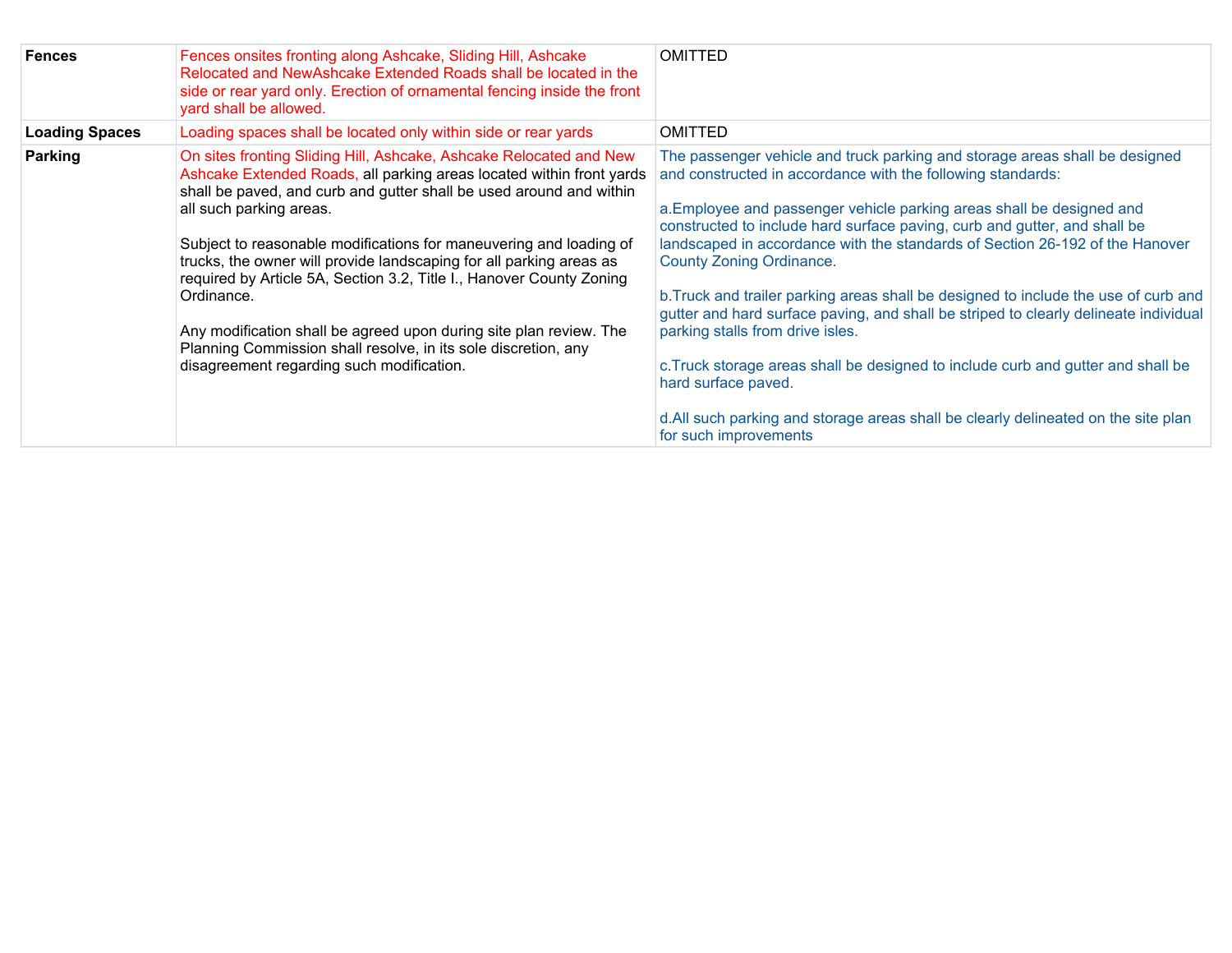| Fences | Fences onsites fronting along Ashcake, Sliding Hill, Ashcake Relocated and NewAshcake Extended Roads shall be located in the side or rear yard only. Erection of ornamental fencing inside the front yard shall be allowed. | OMITTED |
|---|---|---|
| **Loading Spaces** | Loading spaces shall be located only within side or rear yards | OMITTED |
| **Parking** | On sites fronting Sliding Hill, Ashcake, Ashcake Relocated and New Ashcake Extended Roads, all parking areas located within front yards shall be paved, and curb and gutter shall be used around and within all such parking areas.<br><br>Subject to reasonable modifications for maneuvering and loading of trucks, the owner will provide landscaping for all parking areas as required by Article 5A, Section 3.2, Title I., Hanover County Zoning Ordinance.<br><br>Any modification shall be agreed upon during site plan review. The Planning Commission shall resolve, in its sole discretion, any disagreement regarding such modification. | The passenger vehicle and truck parking and storage areas shall be designed and constructed in accordance with the following standards:<br><br>a.Employee and passenger vehicle parking areas shall be designed and constructed to include hard surface paving, curb and gutter, and shall be landscaped in accordance with the standards of Section 26-192 of the Hanover County Zoning Ordinance.<br><br>b.Truck and trailer parking areas shall be designed to include the use of curb and gutter and hard surface paving, and shall be striped to clearly delineate individual parking stalls from drive isles.<br><br>c.Truck storage areas shall be designed to include curb and gutter and shall be hard surface paved.<br><br>d.All such parking and storage areas shall be clearly delineated on the site plan for such improvements |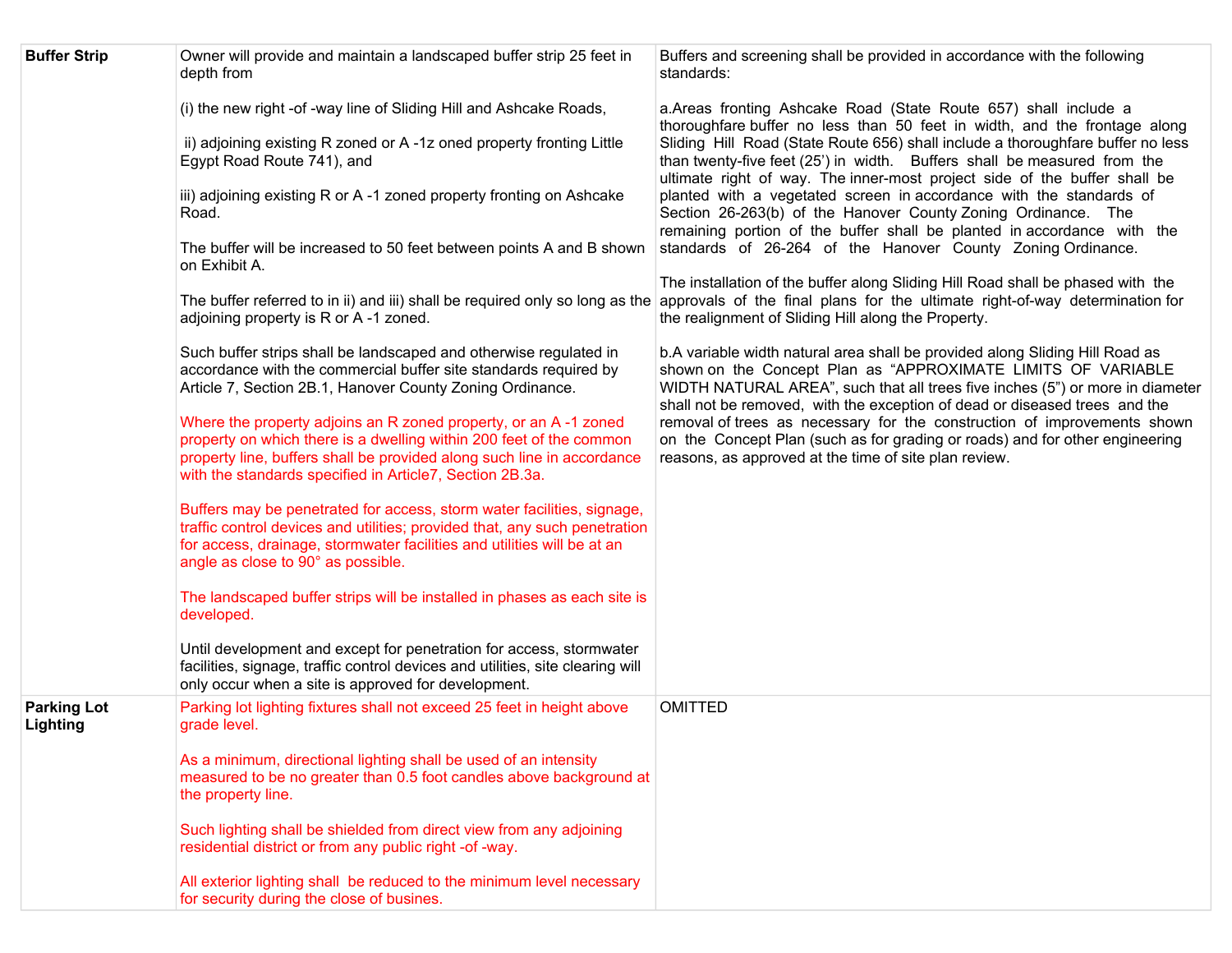| | | |
|---|---|---|
| **Buffer Strip** | Owner will provide and maintain a landscaped buffer strip 25 feet in depth from<br><br>(i) the new right -of -way line of Sliding Hill and Ashcake Roads,<br><br>ii) adjoining existing R zoned or A -1z oned property fronting Little Egypt Road Route 741), and<br><br>iii) adjoining existing R or A -1 zoned property fronting on Ashcake Road.<br><br>The buffer will be increased to 50 feet between points A and B shown on Exhibit A.<br><br>The buffer referred to in ii) and iii) shall be required only so long as the adjoining property is R or A -1 zoned.<br><br>Such buffer strips shall be landscaped and otherwise regulated in accordance with the commercial buffer site standards required by Article 7, Section 2B.1, Hanover County Zoning Ordinance.<br><br>Where the property adjoins an R zoned property, or an A -1 zoned property on which there is a dwelling within 200 feet of the common property line, buffers shall be provided along such line in accordance with the standards specified in Article7, Section 2B.3a.<br><br>Buffers may be penetrated for access, storm water facilities, signage, traffic control devices and utilities; provided that, any such penetration for access, drainage, stormwater facilities and utilities will be at an angle as close to 90° as possible.<br><br>The landscaped buffer strips will be installed in phases as each site is developed.<br><br>Until development and except for penetration for access, stormwater facilities, signage, traffic control devices and utilities, site clearing will only occur when a site is approved for development. | Buffers and screening shall be provided in accordance with the following standards:<br><br>a.Areas fronting Ashcake Road (State Route 657) shall include a thoroughfare buffer no less than 50 feet in width, and the frontage along Sliding Hill Road (State Route 656) shall include a thoroughfare buffer no less than twenty-five feet (25') in width. Buffers shall be measured from the ultimate right of way. The inner-most project side of the buffer shall be planted with a vegetated screen in accordance with the standards of Section 26-263(b) of the Hanover County Zoning Ordinance. The remaining portion of the buffer shall be planted in accordance with the standards of 26-264 of the Hanover County Zoning Ordinance.<br><br>The installation of the buffer along Sliding Hill Road shall be phased with the approvals of the final plans for the ultimate right-of-way determination for the realignment of Sliding Hill along the Property.<br><br>b.A variable width natural area shall be provided along Sliding Hill Road as shown on the Concept Plan as "APPROXIMATE LIMITS OF VARIABLE WIDTH NATURAL AREA", such that all trees five inches (5") or more in diameter shall not be removed, with the exception of dead or diseased trees and the removal of trees as necessary for the construction of improvements shown on the Concept Plan (such as for grading or roads) and for other engineering reasons, as approved at the time of site plan review. |
| **Parking Lot Lighting** | Parking lot lighting fixtures shall not exceed 25 feet in height above grade level.<br><br>As a minimum, directional lighting shall be used of an intensity measured to be no greater than 0.5 foot candles above background at the property line.<br><br>Such lighting shall be shielded from direct view from any adjoining residential district or from any public right -of -way.<br><br>All exterior lighting shall be reduced to the minimum level necessary for security during the close of busines. | OMITTED |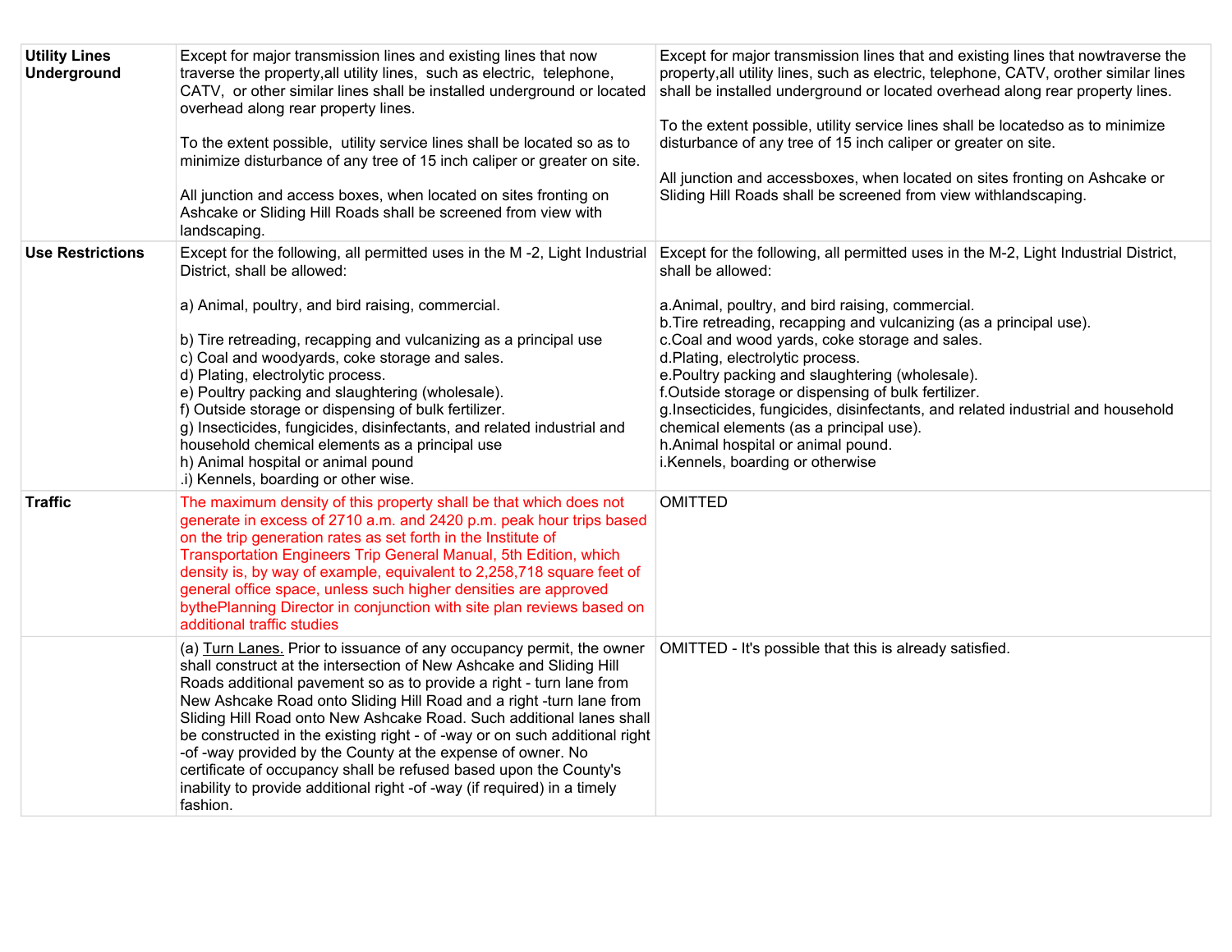| | | |
|---|---|---|
| **Utility Lines Underground** | Except for major transmission lines and existing lines that now traverse the property,all utility lines, such as electric, telephone, CATV, or other similar lines shall be installed underground or located overhead along rear property lines.<br><br>To the extent possible, utility service lines shall be located so as to minimize disturbance of any tree of 15 inch caliper or greater on site.<br><br>All junction and access boxes, when located on sites fronting on Ashcake or Sliding Hill Roads shall be screened from view with landscaping. | Except for major transmission lines that and existing lines that nowtraverse the property,all utility lines, such as electric, telephone, CATV, orother similar lines shall be installed underground or located overhead along rear property lines.<br><br>To the extent possible, utility service lines shall be locatedso as to minimize disturbance of any tree of 15 inch caliper or greater on site.<br><br>All junction and accessboxes, when located on sites fronting on Ashcake or Sliding Hill Roads shall be screened from view withlandscaping. |
| **Use Restrictions** | Except for the following, all permitted uses in the M -2, Light Industrial District, shall be allowed:<br><br>a) Animal, poultry, and bird raising, commercial.<br><br>b) Tire retreading, recapping and vulcanizing as a principal use<br>c) Coal and woodyards, coke storage and sales.<br>d) Plating, electrolytic process.<br>e) Poultry packing and slaughtering (wholesale).<br>f) Outside storage or dispensing of bulk fertilizer.<br>g) Insecticides, fungicides, disinfectants, and related industrial and household chemical elements as a principal use<br>h) Animal hospital or animal pound<br>.i) Kennels, boarding or other wise. | Except for the following, all permitted uses in the M-2, Light Industrial District, shall be allowed:<br><br>a.Animal, poultry, and bird raising, commercial.<br>b.Tire retreading, recapping and vulcanizing (as a principal use).<br>c.Coal and wood yards, coke storage and sales.<br>d.Plating, electrolytic process.<br>e.Poultry packing and slaughtering (wholesale).<br>f.Outside storage or dispensing of bulk fertilizer.<br>g.Insecticides, fungicides, disinfectants, and related industrial and household chemical elements (as a principal use).<br>h.Animal hospital or animal pound.<br>i.Kennels, boarding or otherwise |
| **Traffic** | The maximum density of this property shall be that which does not generate in excess of 2710 a.m. and 2420 p.m. peak hour trips based on the trip generation rates as set forth in the Institute of Transportation Engineers Trip General Manual, 5th Edition, which density is, by way of example, equivalent to 2,258,718 square feet of general office space, unless such higher densities are approved bythePlanning Director in conjunction with site plan reviews based on additional traffic studies | OMITTED |
| | (a) Turn Lanes. Prior to issuance of any occupancy permit, the owner shall construct at the intersection of New Ashcake and Sliding Hill Roads additional pavement so as to provide a right - turn lane from New Ashcake Road onto Sliding Hill Road and a right -turn lane from Sliding Hill Road onto New Ashcake Road. Such additional lanes shall be constructed in the existing right - of -way or on such additional right -of -way provided by the County at the expense of owner. No certificate of occupancy shall be refused based upon the County's inability to provide additional right -of -way (if required) in a timely fashion. | OMITTED - It's possible that this is already satisfied. |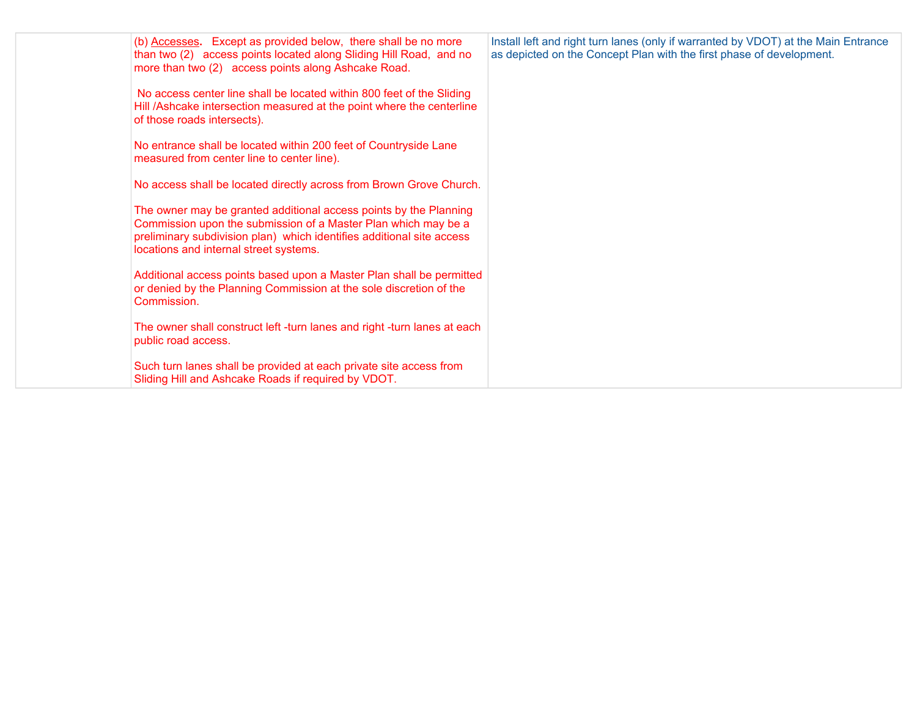| | | |
|---|---|---|
| | (b) <u>Accesses</u>. Except as provided below, there shall be no more than two (2) access points located along Sliding Hill Road, and no more than two (2) access points along Ashcake Road.<br><br>No access center line shall be located within 800 feet of the Sliding Hill /Ashcake intersection measured at the point where the centerline of those roads intersects).<br><br>No entrance shall be located within 200 feet of Countryside Lane measured from center line to center line).<br><br>No access shall be located directly across from Brown Grove Church.<br><br>The owner may be granted additional access points by the Planning Commission upon the submission of a Master Plan which may be a preliminary subdivision plan) which identifies additional site access locations and internal street systems.<br><br>Additional access points based upon a Master Plan shall be permitted or denied by the Planning Commission at the sole discretion of the Commission.<br><br>The owner shall construct left -turn lanes and right -turn lanes at each public road access.<br><br>Such turn lanes shall be provided at each private site access from Sliding Hill and Ashcake Roads if required by VDOT. | Install left and right turn lanes (only if warranted by VDOT) at the Main Entrance as depicted on the Concept Plan with the first phase of development. |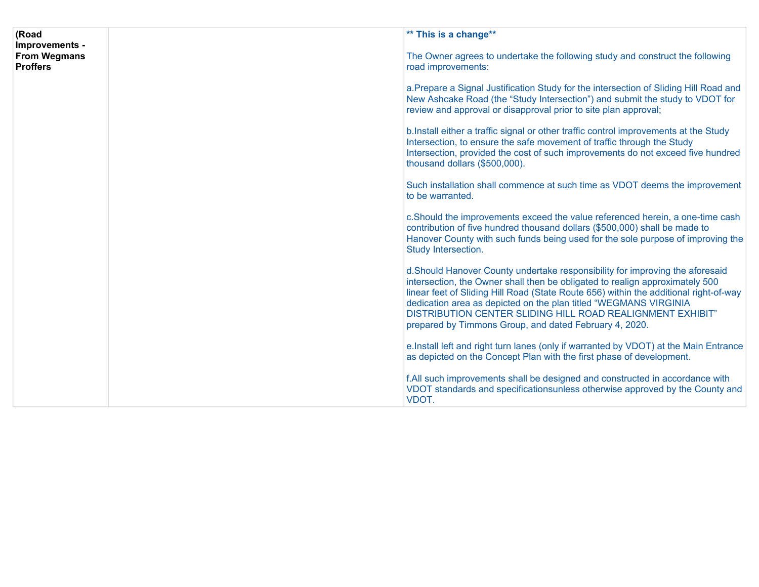| (Road Improvements - From Wegmans Proffers | | **** This is a change****<br><br>The Owner agrees to undertake the following study and construct the following road improvements:<br><br>a.Prepare a Signal Justification Study for the intersection of Sliding Hill Road and New Ashcake Road (the "Study Intersection") and submit the study to VDOT for review and approval or disapproval prior to site plan approval;<br><br>b.Install either a traffic signal or other traffic control improvements at the Study Intersection, to ensure the safe movement of traffic through the Study Intersection, provided the cost of such improvements do not exceed five hundred thousand dollars ($500,000).<br><br>Such installation shall commence at such time as VDOT deems the improvement to be warranted.<br><br>c.Should the improvements exceed the value referenced herein, a one-time cash contribution of five hundred thousand dollars ($500,000) shall be made to Hanover County with such funds being used for the sole purpose of improving the Study Intersection.<br><br>d.Should Hanover County undertake responsibility for improving the aforesaid intersection, the Owner shall then be obligated to realign approximately 500 linear feet of Sliding Hill Road (State Route 656) within the additional right-of-way dedication area as depicted on the plan titled "WEGMANS VIRGINIA DISTRIBUTION CENTER SLIDING HILL ROAD REALIGNMENT EXHIBIT" prepared by Timmons Group, and dated February 4, 2020.<br><br>e.Install left and right turn lanes (only if warranted by VDOT) at the Main Entrance as depicted on the Concept Plan with the first phase of development.<br><br>f.All such improvements shall be designed and constructed in accordance with VDOT standards and specificationsunless otherwise approved by the County and VDOT. |
|---|---|---|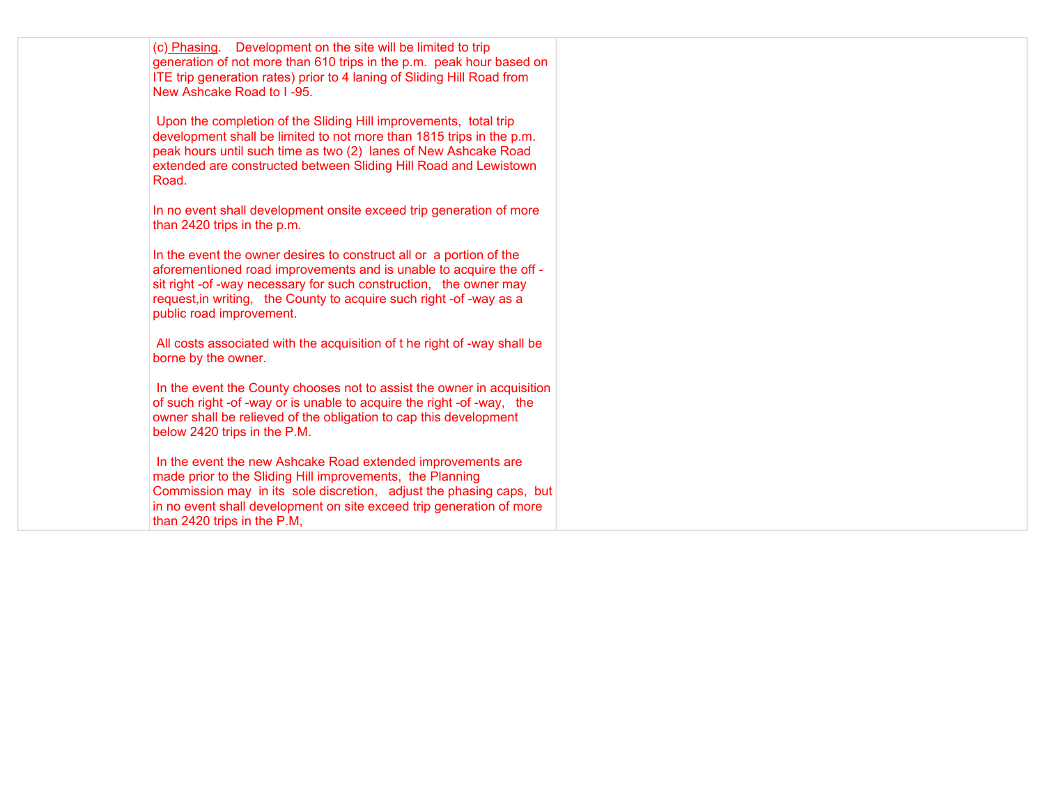| | | |
|---|---|---|
| | (c) Phasing. Development on the site will be limited to trip generation of not more than 610 trips in the p.m. peak hour based on ITE trip generation rates) prior to 4 laning of Sliding Hill Road from New Ashcake Road to I -95.<br><br>Upon the completion of the Sliding Hill improvements, total trip development shall be limited to not more than 1815 trips in the p.m. peak hours until such time as two (2) lanes of New Ashcake Road extended are constructed between Sliding Hill Road and Lewistown Road.<br><br>In no event shall development onsite exceed trip generation of more than 2420 trips in the p.m.<br><br>In the event the owner desires to construct all or a portion of the aforementioned road improvements and is unable to acquire the off - sit right -of -way necessary for such construction, the owner may request,in writing, the County to acquire such right -of -way as a public road improvement.<br><br>All costs associated with the acquisition of t he right of -way shall be borne by the owner.<br><br>In the event the County chooses not to assist the owner in acquisition of such right -of -way or is unable to acquire the right -of -way, the owner shall be relieved of the obligation to cap this development below 2420 trips in the P.M.<br><br>In the event the new Ashcake Road extended improvements are made prior to the Sliding Hill improvements, the Planning Commission may in its sole discretion, adjust the phasing caps, but in no event shall development on site exceed trip generation of more than 2420 trips in the P.M, | |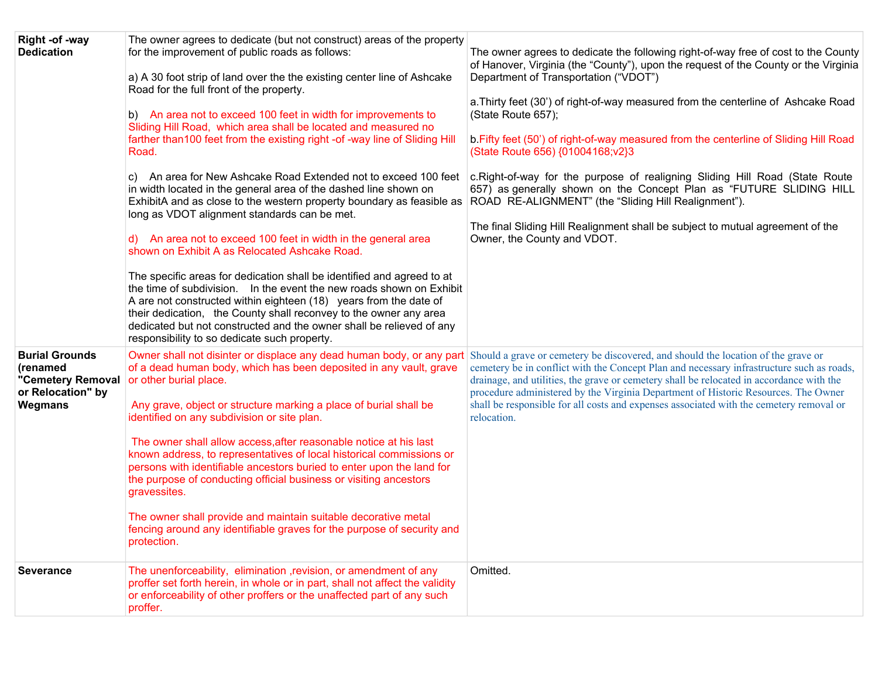| | | |
|---|---|---|
| **Right -of -way Dedication** | The owner agrees to dedicate (but not construct) areas of the property for the improvement of public roads as follows:<br><br>a) A 30 foot strip of land over the the existing center line of Ashcake Road for the full front of the property.<br><br>b) An area not to exceed 100 feet in width for improvements to Sliding Hill Road, which area shall be located and measured no farther than100 feet from the existing right -of -way line of Sliding Hill Road.<br><br>c) An area for New Ashcake Road Extended not to exceed 100 feet in width located in the general area of the dashed line shown on ExhibitA and as close to the western property boundary as feasible as long as VDOT alignment standards can be met.<br><br>d) An area not to exceed 100 feet in width in the general area shown on Exhibit A as Relocated Ashcake Road.<br><br>The specific areas for dedication shall be identified and agreed to at the time of subdivision. In the event the new roads shown on Exhibit A are not constructed within eighteen (18) years from the date of their dedication, the County shall reconvey to the owner any area dedicated but not constructed and the owner shall be relieved of any responsibility to so dedicate such property. | The owner agrees to dedicate the following right-of-way free of cost to the County of Hanover, Virginia (the "County"), upon the request of the County or the Virginia Department of Transportation ("VDOT")<br><br>a.Thirty feet (30') of right-of-way measured from the centerline of Ashcake Road (State Route 657);<br><br>b.Fifty feet (50') of right-of-way measured from the centerline of Sliding Hill Road (State Route 656) {01004168;v2}3<br><br>c.Right-of-way for the purpose of realigning Sliding Hill Road (State Route 657) as generally shown on the Concept Plan as "FUTURE SLIDING HILL ROAD RE-ALIGNMENT" (the "Sliding Hill Realignment").<br><br>The final Sliding Hill Realignment shall be subject to mutual agreement of the Owner, the County and VDOT. |
| **Burial Grounds (renamed "Cemetery Removal or Relocation" by Wegmans** | Owner shall not disinter or displace any dead human body, or any part of a dead human body, which has been deposited in any vault, grave or other burial place.<br><br>Any grave, object or structure marking a place of burial shall be identified on any subdivision or site plan.<br><br>The owner shall allow access,after reasonable notice at his last known address, to representatives of local historical commissions or persons with identifiable ancestors buried to enter upon the land for the purpose of conducting official business or visiting ancestors gravessites.<br><br>The owner shall provide and maintain suitable decorative metal fencing around any identifiable graves for the purpose of security and protection. | Should a grave or cemetery be discovered, and should the location of the grave or cemetery be in conflict with the Concept Plan and necessary infrastructure such as roads, drainage, and utilities, the grave or cemetery shall be relocated in accordance with the procedure administered by the Virginia Department of Historic Resources. The Owner shall be responsible for all costs and expenses associated with the cemetery removal or relocation. |
| **Severance** | The unenforceability, elimination ,revision, or amendment of any proffer set forth herein, in whole or in part, shall not affect the validity or enforceability of other proffers or the unaffected part of any such proffer. | Omitted. |